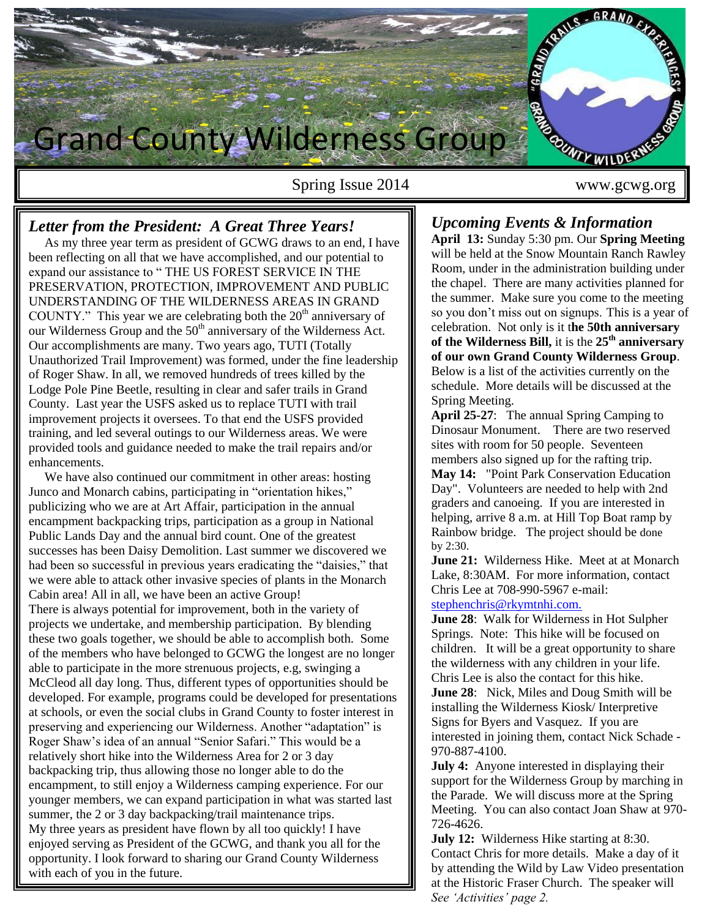# Grand County Wilderness Group

Spring Issue 2014 www.gcwg.org

## *Letter from the President: A Great Three Years!*

As my three year term as president of GCWG draws to an end, I have been reflecting on all that we have accomplished, and our potential to expand our assistance to " THE US FOREST SERVICE IN THE PRESERVATION, PROTECTION, IMPROVEMENT AND PUBLIC UNDERSTANDING OF THE WILDERNESS AREAS IN GRAND COUNTY." This year we are celebrating both the 20th anniversary of our Wilderness Group and the 50th anniversary of the Wilderness Act. Our accomplishments are many. Two years ago, TUTI (Totally Unauthorized Trail Improvement) was formed, under the fine leadership of Roger Shaw. In all, we removed hundreds of trees killed by the Lodge Pole Pine Beetle, resulting in clear and safer trails in Grand County. Last year the USFS asked us to replace TUTI with trail improvement projects it oversees. To that end the USFS provided training, and led several outings to our Wilderness areas. We were provided tools and guidance needed to make the trail repairs and/or enhancements.

We have also continued our commitment in other areas: hosting Junco and Monarch cabins, participating in "orientation hikes," publicizing who we are at Art Affair, participation in the annual encampment backpacking trips, participation as a group in National Public Lands Day and the annual bird count. One of the greatest successes has been Daisy Demolition. Last summer we discovered we had been so successful in previous years eradicating the "daisies," that we were able to attack other invasive species of plants in the Monarch Cabin area! All in all, we have been an active Group!

There is always potential for improvement, both in the variety of projects we undertake, and membership participation. By blending these two goals together, we should be able to accomplish both. Some of the members who have belonged to GCWG the longest are no longer able to participate in the more strenuous projects, e.g, swinging a McCleod all day long. Thus, different types of opportunities should be developed. For example, programs could be developed for presentations at schools, or even the social clubs in Grand County to foster interest in preserving and experiencing our Wilderness. Another "adaptation" is Roger Shaw's idea of an annual "Senior Safari." This would be a relatively short hike into the Wilderness Area for 2 or 3 day backpacking trip, thus allowing those no longer able to do the encampment, to still enjoy a Wilderness camping experience. For our younger members, we can expand participation in what was started last summer, the 2 or 3 day backpacking/trail maintenance trips.

My three years as president have flown by all too quickly! I have enjoyed serving as President of the GCWG, and thank you all for the opportunity. I look forward to sharing our Grand County Wilderness with each of you in the future.

## *Upcoming Events & Information*

**April 13:** Sunday 5:30 pm. Our **Spring Meeting** will be held at the Snow Mountain Ranch Rawley Room, under in the administration building under the chapel. There are many activities planned for the summer. Make sure you come to the meeting so you don't miss out on signups. This is a year of celebration. Not only is it t**he 50th anniversary of the Wilderness Bill,** it is the **25th anniversary of our own Grand County Wilderness Group**. Below is a list of the activities currently on the schedule. More details will be discussed at the Spring Meeting.

**April 25-27**: The annual Spring Camping to Dinosaur Monument. There are two reserved sites with room for 50 people. Seventeen members also signed up for the rafting trip.

**May 14:** "Point Park Conservation Education Day". Volunteers are needed to help with 2nd graders and canoeing. If you are interested in helping, arrive 8 a.m. at Hill Top Boat ramp by Rainbow bridge. The project should be done by 2:30.

**June 21:** Wilderness Hike. Meet at at Monarch Lake, 8:30AM. For more information, contact Chris Lee at 708-990-5967 e-mail: stephenchris@rkymtnhi.com.

**June 28**: Walk for Wilderness in Hot Sulpher Springs. Note: This hike will be focused on children. It will be a great opportunity to share the wilderness with any children in your life. Chris Lee is also the contact for this hike.

**June 28**: Nick, Miles and Doug Smith will be installing the Wilderness Kiosk/ Interpretive Signs for Byers and Vasquez. If you are interested in joining them, contact Nick Schade - 970-887-4100.

**July 4:** Anyone interested in displaying their support for the Wilderness Group by marching in the Parade. We will discuss more at the Spring Meeting. You can also contact Joan Shaw at 970-726-4626.

**July 12:** Wilderness Hike starting at 8:30. Contact Chris for more details. Make a day of it by attending the Wild by Law Video presentation at the Historic Fraser Church. The speaker will *See 'Activities' page 2.*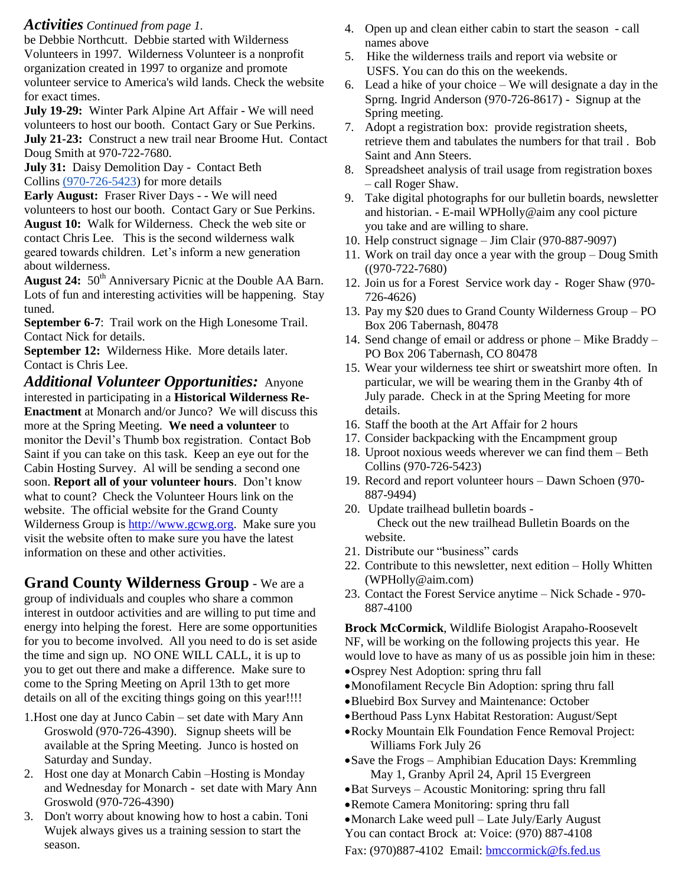***Activities** Continued from page 1.*

be Debbie Northcutt. Debbie started with Wilderness Volunteers in 1997. Wilderness Volunteer is a nonprofit organization created in 1997 to organize and promote volunteer service to America's wild lands. Check the website for exact times.

**July 19-29:** Winter Park Alpine Art Affair - We will need volunteers to host our booth. Contact Gary or Sue Perkins.

**July 21-23:** Construct a new trail near Broome Hut. Contact Doug Smith at 970-722-7680.

**July 31:** Daisy Demolition Day - Contact Beth Collins (970-726-5423) for more details

**Early August:** Fraser River Days - - We will need volunteers to host our booth. Contact Gary or Sue Perkins.

**August 10:** Walk for Wilderness. Check the web site or contact Chris Lee. This is the second wilderness walk geared towards children. Let's inform a new generation about wilderness.

**August 24:** 50th Anniversary Picnic at the Double AA Barn. Lots of fun and interesting activities will be happening. Stay tuned.

**September 6-7**: Trail work on the High Lonesome Trail. Contact Nick for details.

**September 12:** Wilderness Hike. More details later. Contact is Chris Lee.

***Additional Volunteer Opportunities:*** Anyone interested in participating in a **Historical Wilderness Re-Enactment** at Monarch and/or Junco? We will discuss this more at the Spring Meeting. **We need a volunteer** to monitor the Devil's Thumb box registration. Contact Bob Saint if you can take on this task. Keep an eye out for the Cabin Hosting Survey. Al will be sending a second one soon. **Report all of your volunteer hours**. Don't know what to count? Check the Volunteer Hours link on the website. The official website for the Grand County Wilderness Group is http://www.gcwg.org. Make sure you visit the website often to make sure you have the latest information on these and other activities.

## Grand County Wilderness Group

- We are a group of individuals and couples who share a common interest in outdoor activities and are willing to put time and energy into helping the forest. Here are some opportunities for you to become involved. All you need to do is set aside the time and sign up. NO ONE WILL CALL, it is up to you to get out there and make a difference. Make sure to come to the Spring Meeting on April 13th to get more details on all of the exciting things going on this year!!!!

1. Host one day at Junco Cabin – set date with Mary Ann Groswold (970-726-4390). Signup sheets will be available at the Spring Meeting. Junco is hosted on Saturday and Sunday.
2. Host one day at Monarch Cabin –Hosting is Monday and Wednesday for Monarch - set date with Mary Ann Groswold (970-726-4390)
3. Don't worry about knowing how to host a cabin. Toni Wujek always gives us a training session to start the season.
4. Open up and clean either cabin to start the season - call names above
5. Hike the wilderness trails and report via website or USFS. You can do this on the weekends.
6. Lead a hike of your choice – We will designate a day in the Sprng. Ingrid Anderson (970-726-8617) - Signup at the Spring meeting.
7. Adopt a registration box: provide registration sheets, retrieve them and tabulates the numbers for that trail . Bob Saint and Ann Steers.
8. Spreadsheet analysis of trail usage from registration boxes – call Roger Shaw.
9. Take digital photographs for our bulletin boards, newsletter and historian. - E-mail WPHolly@aim any cool picture you take and are willing to share.
10. Help construct signage – Jim Clair (970-887-9097)
11. Work on trail day once a year with the group – Doug Smith ((970-722-7680)
12. Join us for a Forest Service work day - Roger Shaw (970-726-4626)
13. Pay my $20 dues to Grand County Wilderness Group – PO Box 206 Tabernash, 80478
14. Send change of email or address or phone – Mike Braddy – PO Box 206 Tabernash, CO 80478
15. Wear your wilderness tee shirt or sweatshirt more often. In particular, we will be wearing them in the Granby 4th of July parade. Check in at the Spring Meeting for more details.
16. Staff the booth at the Art Affair for 2 hours
17. Consider backpacking with the Encampment group
18. Uproot noxious weeds wherever we can find them – Beth Collins (970-726-5423)
19. Record and report volunteer hours – Dawn Schoen (970-887-9494)
20. Update trailhead bulletin boards - Check out the new trailhead Bulletin Boards on the website.
21. Distribute our "business" cards
22. Contribute to this newsletter, next edition – Holly Whitten (WPHolly@aim.com)
23. Contact the Forest Service anytime – Nick Schade - 970-887-4100

**Brock McCormick**, Wildlife Biologist Arapaho-Roosevelt NF, will be working on the following projects this year. He would love to have as many of us as possible join him in these:

- Osprey Nest Adoption: spring thru fall
- Monofilament Recycle Bin Adoption: spring thru fall
- Bluebird Box Survey and Maintenance: October
- Berthoud Pass Lynx Habitat Restoration: August/Sept
- Rocky Mountain Elk Foundation Fence Removal Project: Williams Fork July 26
- Save the Frogs – Amphibian Education Days: Kremmling May 1, Granby April 24, April 15 Evergreen
- Bat Surveys – Acoustic Monitoring: spring thru fall
- Remote Camera Monitoring: spring thru fall
- Monarch Lake weed pull – Late July/Early August

You can contact Brock at: Voice: (970) 887-4108

Fax: (970)887-4102 Email: bmccormick@fs.fed.us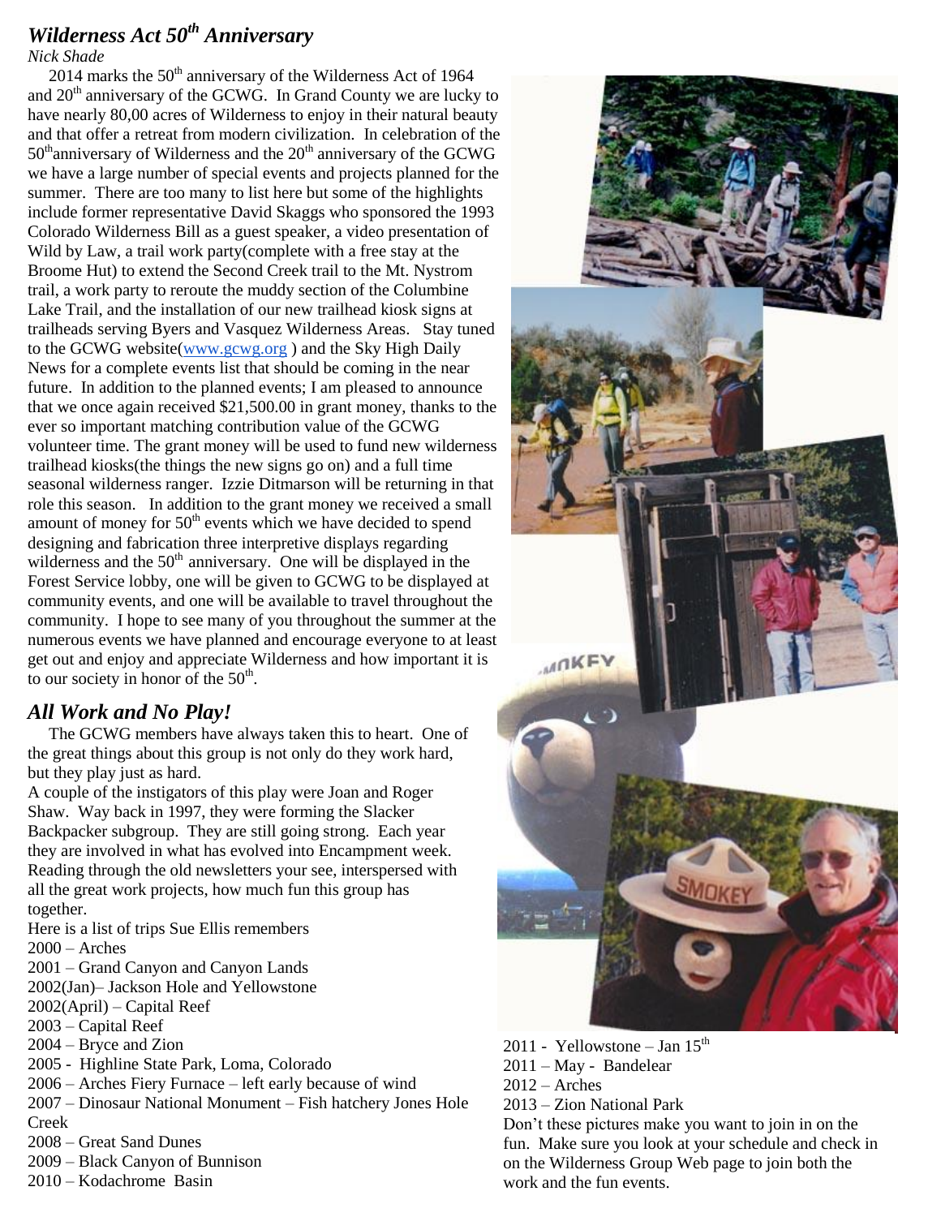## *Wilderness Act 50th Anniversary*

*Nick Shade*

2014 marks the 50th anniversary of the Wilderness Act of 1964 and 20th anniversary of the GCWG. In Grand County we are lucky to have nearly 80,00 acres of Wilderness to enjoy in their natural beauty and that offer a retreat from modern civilization. In celebration of the 50thanniversary of Wilderness and the 20th anniversary of the GCWG we have a large number of special events and projects planned for the summer. There are too many to list here but some of the highlights include former representative David Skaggs who sponsored the 1993 Colorado Wilderness Bill as a guest speaker, a video presentation of Wild by Law, a trail work party(complete with a free stay at the Broome Hut) to extend the Second Creek trail to the Mt. Nystrom trail, a work party to reroute the muddy section of the Columbine Lake Trail, and the installation of our new trailhead kiosk signs at trailheads serving Byers and Vasquez Wilderness Areas. Stay tuned to the GCWG website(www.gcwg.org ) and the Sky High Daily News for a complete events list that should be coming in the near future. In addition to the planned events; I am pleased to announce that we once again received $21,500.00 in grant money, thanks to the ever so important matching contribution value of the GCWG volunteer time. The grant money will be used to fund new wilderness trailhead kiosks(the things the new signs go on) and a full time seasonal wilderness ranger. Izzie Ditmarson will be returning in that role this season. In addition to the grant money we received a small amount of money for 50th events which we have decided to spend designing and fabrication three interpretive displays regarding wilderness and the 50th anniversary. One will be displayed in the Forest Service lobby, one will be given to GCWG to be displayed at community events, and one will be available to travel throughout the community. I hope to see many of you throughout the summer at the numerous events we have planned and encourage everyone to at least get out and enjoy and appreciate Wilderness and how important it is to our society in honor of the 50th.

## *All Work and No Play!*

The GCWG members have always taken this to heart. One of the great things about this group is not only do they work hard, but they play just as hard.

A couple of the instigators of this play were Joan and Roger Shaw. Way back in 1997, they were forming the Slacker Backpacker subgroup. They are still going strong. Each year they are involved in what has evolved into Encampment week. Reading through the old newsletters your see, interspersed with all the great work projects, how much fun this group has together.

Here is a list of trips Sue Ellis remembers

2000 – Arches
2001 – Grand Canyon and Canyon Lands
2002(Jan)– Jackson Hole and Yellowstone
2002(April) – Capital Reef
2003 – Capital Reef
2004 – Bryce and Zion
2005 - Highline State Park, Loma, Colorado
2006 – Arches Fiery Furnace – left early because of wind
2007 – Dinosaur National Monument – Fish hatchery Jones Hole Creek
2008 – Great Sand Dunes
2009 – Black Canyon of Bunnison
2010 – Kodachrome Basin
2011 - Yellowstone – Jan 15th
2011 – May - Bandelear
2012 – Arches
2013 – Zion National Park

Don't these pictures make you want to join in on the fun. Make sure you look at your schedule and check in on the Wilderness Group Web page to join both the work and the fun events.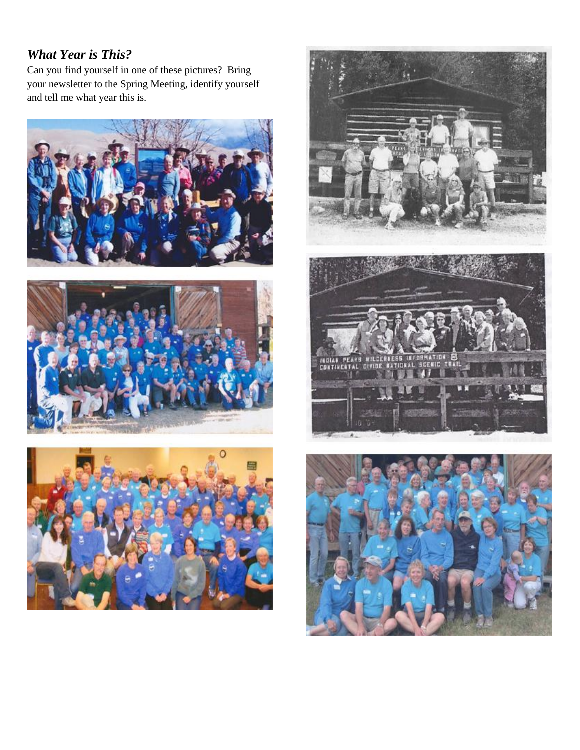## *What Year is This?*

Can you find yourself in one of these pictures? Bring your newsletter to the Spring Meeting, identify yourself and tell me what year this is.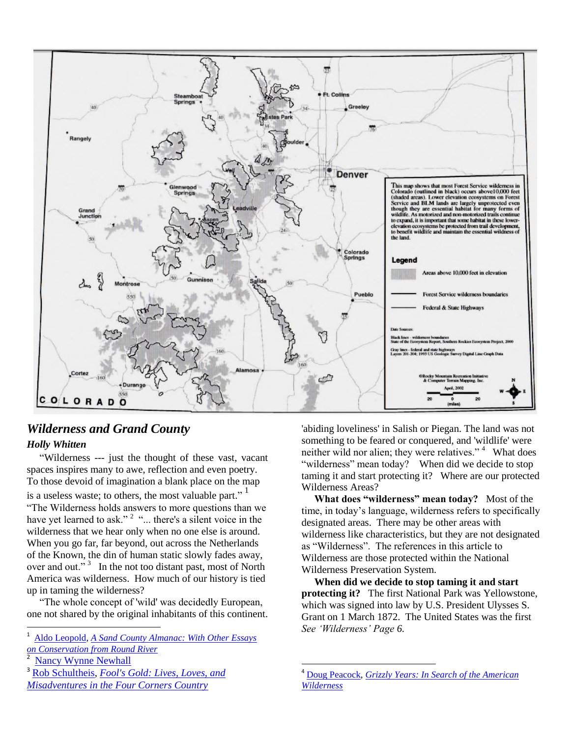This map shows that most Forest Service wilderness in Colorado (outlined in black) occurs above10,000 feet (shaded areas). Lower elevation ecosystems on Forest Service and BLM lands are largely unprotected even though they are essential habitat for many forms of wildlife. As motorized and non-motorized trails continue to expand, it is important that some habitat in these lower-elevation ecosystems be protected from trail development, to benefit wildlife and maintain the essential wildness of the land.

**Legend**

- Areas above 10,000 feet in elevation
- Forest Service wilderness boundaries
- Federal & State Highways

Data Sources:
Black lines - wilderness boundaries
State of the Ecosystem Report, Southern Rockies Ecosystem Project, 2000
Gray lines - federal and state highways
Layers 201-204; 1993 US Geologic Survey Digital Line Graph Data

©Rocky Mountain Recreation Initiative & Computer Terrain Mapping, Inc.
April, 2002

## *Wilderness and Grand County*

***Holly Whitten***

"Wilderness --- just the thought of these vast, vacant spaces inspires many to awe, reflection and even poetry. To those devoid of imagination a blank place on the map is a useless waste; to others, the most valuable part."[1] "The Wilderness holds answers to more questions than we have yet learned to ask."[2] "... there's a silent voice in the wilderness that we hear only when no one else is around. When you go far, far beyond, out across the Netherlands of the Known, the din of human static slowly fades away, over and out."[3] In the not too distant past, most of North America was wilderness. How much of our history is tied up in taming the wilderness?

"The whole concept of 'wild' was decidedly European, one not shared by the original inhabitants of this continent. 'abiding loveliness' in Salish or Piegan. The land was not something to be feared or conquered, and 'wildlife' were neither wild nor alien; they were relatives."[4] What does "wilderness" mean today? When did we decide to stop taming it and start protecting it? Where are our protected Wilderness Areas?

**What does "wilderness" mean today?** Most of the time, in today's language, wilderness refers to specifically designated areas. There may be other areas with wilderness like characteristics, but they are not designated as "Wilderness". The references in this article to Wilderness are those protected within the National Wilderness Preservation System.

**When did we decide to stop taming it and start protecting it?** The first National Park was Yellowstone, which was signed into law by U.S. President Ulysses S. Grant on 1 March 1872. The United States was the first *See 'Wilderness' Page 6.*

---

[1] Aldo Leopold, *A Sand County Almanac: With Other Essays on Conservation from Round River*

[2] Nancy Wynne Newhall

[3] Rob Schultheis, *Fool's Gold: Lives, Loves, and Misadventures in the Four Corners Country*

[4] Doug Peacock, *Grizzly Years: In Search of the American Wilderness*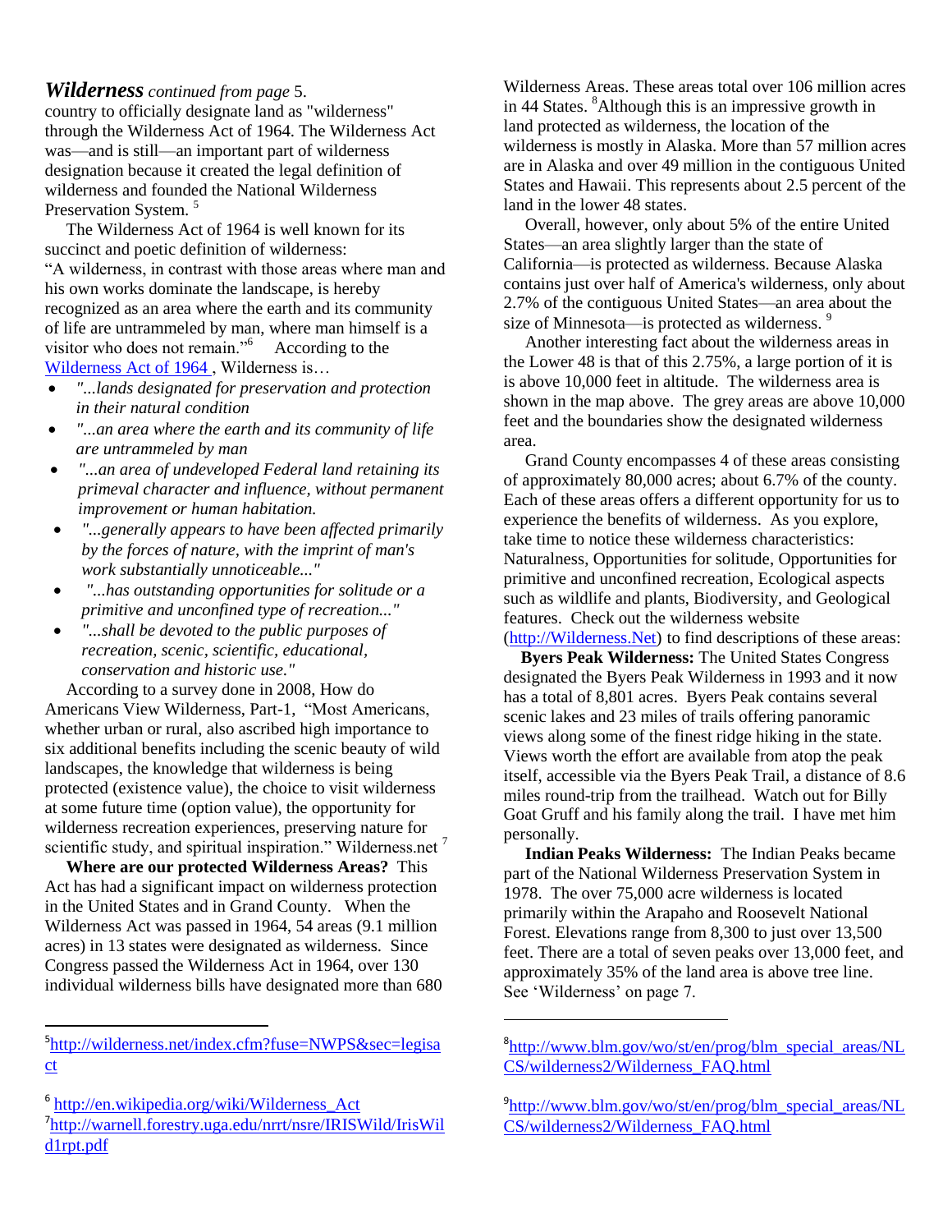***Wilderness*** *continued from page* 5.

country to officially designate land as "wilderness" through the Wilderness Act of 1964. The Wilderness Act was—and is still—an important part of wilderness designation because it created the legal definition of wilderness and founded the National Wilderness Preservation System. [5]

The Wilderness Act of 1964 is well known for its succinct and poetic definition of wilderness: "A wilderness, in contrast with those areas where man and his own works dominate the landscape, is hereby recognized as an area where the earth and its community of life are untrammeled by man, where man himself is a visitor who does not remain."[6] According to the [Wilderness Act of 1964](http://en.wikipedia.org/wiki/Wilderness_Act) , Wilderness is…

- *"...lands designated for preservation and protection in their natural condition*
- *"...an area where the earth and its community of life are untrammeled by man*
- *"...an area of undeveloped Federal land retaining its primeval character and influence, without permanent improvement or human habitation.*
- *"...generally appears to have been affected primarily by the forces of nature, with the imprint of man's work substantially unnoticeable..."*
- *"...has outstanding opportunities for solitude or a primitive and unconfined type of recreation..."*
- *"...shall be devoted to the public purposes of recreation, scenic, scientific, educational, conservation and historic use."*

According to a survey done in 2008, How do Americans View Wilderness, Part-1, "Most Americans, whether urban or rural, also ascribed high importance to six additional benefits including the scenic beauty of wild landscapes, the knowledge that wilderness is being protected (existence value), the choice to visit wilderness at some future time (option value), the opportunity for wilderness recreation experiences, preserving nature for scientific study, and spiritual inspiration." Wilderness.net [7]

**Where are our protected Wilderness Areas?** This Act has had a significant impact on wilderness protection in the United States and in Grand County. When the Wilderness Act was passed in 1964, 54 areas (9.1 million acres) in 13 states were designated as wilderness. Since Congress passed the Wilderness Act in 1964, over 130 individual wilderness bills have designated more than 680 Wilderness Areas. These areas total over 106 million acres in 44 States. [8]Although this is an impressive growth in land protected as wilderness, the location of the wilderness is mostly in Alaska. More than 57 million acres are in Alaska and over 49 million in the contiguous United States and Hawaii. This represents about 2.5 percent of the land in the lower 48 states.

Overall, however, only about 5% of the entire United States—an area slightly larger than the state of California—is protected as wilderness. Because Alaska contains just over half of America's wilderness, only about 2.7% of the contiguous United States—an area about the size of Minnesota—is protected as wilderness. [9]

Another interesting fact about the wilderness areas in the Lower 48 is that of this 2.75%, a large portion of it is is above 10,000 feet in altitude. The wilderness area is shown in the map above. The grey areas are above 10,000 feet and the boundaries show the designated wilderness area.

Grand County encompasses 4 of these areas consisting of approximately 80,000 acres; about 6.7% of the county. Each of these areas offers a different opportunity for us to experience the benefits of wilderness. As you explore, take time to notice these wilderness characteristics: Naturalness, Opportunities for solitude, Opportunities for primitive and unconfined recreation, Ecological aspects such as wildlife and plants, Biodiversity, and Geological features. Check out the wilderness website ([http://Wilderness.Net](http://Wilderness.Net)) to find descriptions of these areas:

**Byers Peak Wilderness:** The United States Congress designated the Byers Peak Wilderness in 1993 and it now has a total of 8,801 acres. Byers Peak contains several scenic lakes and 23 miles of trails offering panoramic views along some of the finest ridge hiking in the state. Views worth the effort are available from atop the peak itself, accessible via the Byers Peak Trail, a distance of 8.6 miles round-trip from the trailhead. Watch out for Billy Goat Gruff and his family along the trail. I have met him personally.

**Indian Peaks Wilderness:** The Indian Peaks became part of the National Wilderness Preservation System in 1978. The over 75,000 acre wilderness is located primarily within the Arapaho and Roosevelt National Forest. Elevations range from 8,300 to just over 13,500 feet. There are a total of seven peaks over 13,000 feet, and approximately 35% of the land area is above tree line. See 'Wilderness' on page 7.

---

[5] http://wilderness.net/index.cfm?fuse=NWPS&sec=legisact

[6] http://en.wikipedia.org/wiki/Wilderness_Act

[7] http://warnell.forestry.uga.edu/nrrt/nsre/IRISWild/IrisWild1rpt.pdf

[8] http://www.blm.gov/wo/st/en/prog/blm_special_areas/NLCS/wilderness2/Wilderness_FAQ.html

[9] http://www.blm.gov/wo/st/en/prog/blm_special_areas/NLCS/wilderness2/Wilderness_FAQ.html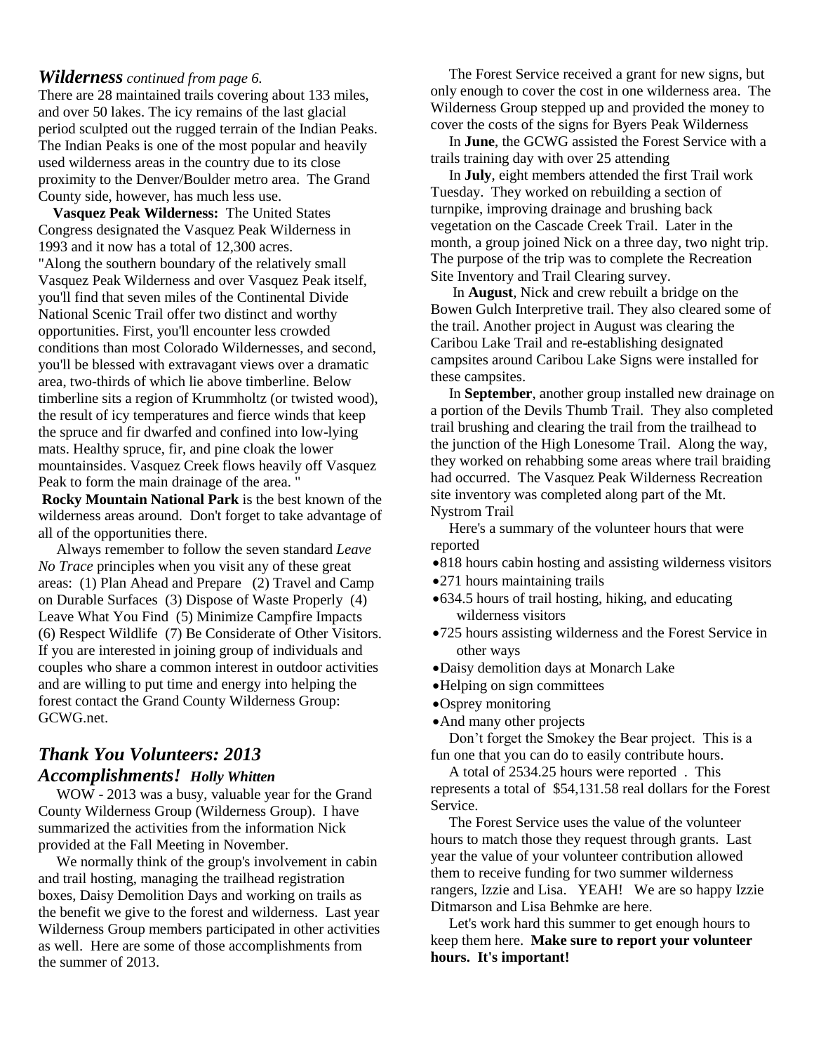## *Wilderness* *continued from page 6.*

There are 28 maintained trails covering about 133 miles, and over 50 lakes. The icy remains of the last glacial period sculpted out the rugged terrain of the Indian Peaks. The Indian Peaks is one of the most popular and heavily used wilderness areas in the country due to its close proximity to the Denver/Boulder metro area. The Grand County side, however, has much less use.

**Vasquez Peak Wilderness:** The United States Congress designated the Vasquez Peak Wilderness in 1993 and it now has a total of 12,300 acres. "Along the southern boundary of the relatively small Vasquez Peak Wilderness and over Vasquez Peak itself, you'll find that seven miles of the Continental Divide National Scenic Trail offer two distinct and worthy opportunities. First, you'll encounter less crowded conditions than most Colorado Wildernesses, and second, you'll be blessed with extravagant views over a dramatic area, two-thirds of which lie above timberline. Below timberline sits a region of Krummholtz (or twisted wood), the result of icy temperatures and fierce winds that keep the spruce and fir dwarfed and confined into low-lying mats. Healthy spruce, fir, and pine cloak the lower mountainsides. Vasquez Creek flows heavily off Vasquez Peak to form the main drainage of the area. "

**Rocky Mountain National Park** is the best known of the wilderness areas around. Don't forget to take advantage of all of the opportunities there.

Always remember to follow the seven standard *Leave No Trace* principles when you visit any of these great areas: (1) Plan Ahead and Prepare (2) Travel and Camp on Durable Surfaces (3) Dispose of Waste Properly (4) Leave What You Find (5) Minimize Campfire Impacts (6) Respect Wildlife (7) Be Considerate of Other Visitors. If you are interested in joining group of individuals and couples who share a common interest in outdoor activities and are willing to put time and energy into helping the forest contact the Grand County Wilderness Group: GCWG.net.

## *Thank You Volunteers: 2013 Accomplishments!* *Holly Whitten*

WOW - 2013 was a busy, valuable year for the Grand County Wilderness Group (Wilderness Group). I have summarized the activities from the information Nick provided at the Fall Meeting in November.

We normally think of the group's involvement in cabin and trail hosting, managing the trailhead registration boxes, Daisy Demolition Days and working on trails as the benefit we give to the forest and wilderness. Last year Wilderness Group members participated in other activities as well. Here are some of those accomplishments from the summer of 2013.

The Forest Service received a grant for new signs, but only enough to cover the cost in one wilderness area. The Wilderness Group stepped up and provided the money to cover the costs of the signs for Byers Peak Wilderness

In **June**, the GCWG assisted the Forest Service with a trails training day with over 25 attending

In **July**, eight members attended the first Trail work Tuesday. They worked on rebuilding a section of turnpike, improving drainage and brushing back vegetation on the Cascade Creek Trail. Later in the month, a group joined Nick on a three day, two night trip. The purpose of the trip was to complete the Recreation Site Inventory and Trail Clearing survey.

In **August**, Nick and crew rebuilt a bridge on the Bowen Gulch Interpretive trail. They also cleared some of the trail. Another project in August was clearing the Caribou Lake Trail and re-establishing designated campsites around Caribou Lake Signs were installed for these campsites.

In **September**, another group installed new drainage on a portion of the Devils Thumb Trail. They also completed trail brushing and clearing the trail from the trailhead to the junction of the High Lonesome Trail. Along the way, they worked on rehabbing some areas where trail braiding had occurred. The Vasquez Peak Wilderness Recreation site inventory was completed along part of the Mt. Nystrom Trail

Here's a summary of the volunteer hours that were reported

- 818 hours cabin hosting and assisting wilderness visitors
- 271 hours maintaining trails
- 634.5 hours of trail hosting, hiking, and educating wilderness visitors
- 725 hours assisting wilderness and the Forest Service in other ways
- Daisy demolition days at Monarch Lake
- Helping on sign committees
- Osprey monitoring
- And many other projects

Don't forget the Smokey the Bear project. This is a fun one that you can do to easily contribute hours.

A total of 2534.25 hours were reported . This represents a total of $54,131.58 real dollars for the Forest Service.

The Forest Service uses the value of the volunteer hours to match those they request through grants. Last year the value of your volunteer contribution allowed them to receive funding for two summer wilderness rangers, Izzie and Lisa. YEAH! We are so happy Izzie Ditmarson and Lisa Behmke are here.

Let's work hard this summer to get enough hours to keep them here. **Make sure to report your volunteer hours. It's important!**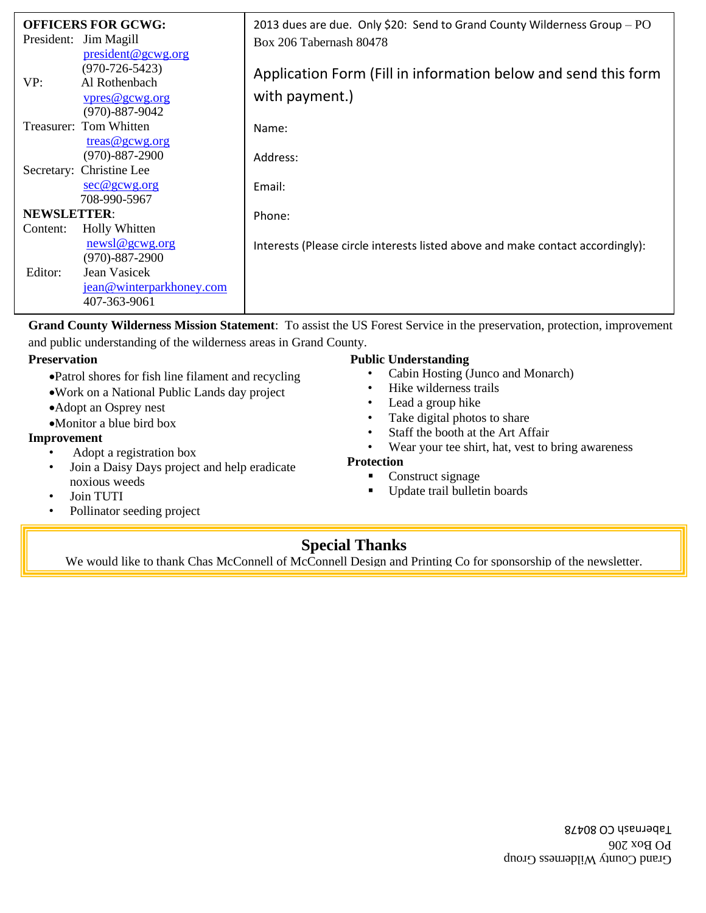**OFFICERS FOR GCWG:**

President: Jim Magill
president@gcwg.org
(970-726-5423)

VP: Al Rothenbach
vpres@gcwg.org
(970)-887-9042

Treasurer: Tom Whitten
treas@gcwg.org
(970)-887-2900

Secretary: Christine Lee
sec@gcwg.org
708-990-5967

**NEWSLETTER**:

Content: Holly Whitten
newsl@gcwg.org
(970)-887-2900

Editor: Jean Vasicek
jean@winterparkhoney.com
407-363-9061

2013 dues are due. Only $20: Send to Grand County Wilderness Group – PO Box 206 Tabernash 80478

Application Form (Fill in information below and send this form with payment.)

Name:

Address:

Email:

Phone:

Interests (Please circle interests listed above and make contact accordingly):

**Grand County Wilderness Mission Statement**: To assist the US Forest Service in the preservation, protection, improvement and public understanding of the wilderness areas in Grand County.

**Preservation**

- Patrol shores for fish line filament and recycling
- Work on a National Public Lands day project
- Adopt an Osprey nest
- Monitor a blue bird box

**Improvement**

- Adopt a registration box
- Join a Daisy Days project and help eradicate noxious weeds
- Join TUTI
- Pollinator seeding project

**Public Understanding**

- Cabin Hosting (Junco and Monarch)
- Hike wilderness trails
- Lead a group hike
- Take digital photos to share
- Staff the booth at the Art Affair
- Wear your tee shirt, hat, vest to bring awareness

**Protection**

- Construct signage
- Update trail bulletin boards

## Special Thanks

We would like to thank Chas McConnell of McConnell Design and Printing Co for sponsorship of the newsletter.

Grand County Wilderness Group
PO Box 206
Tabernash CO 80478